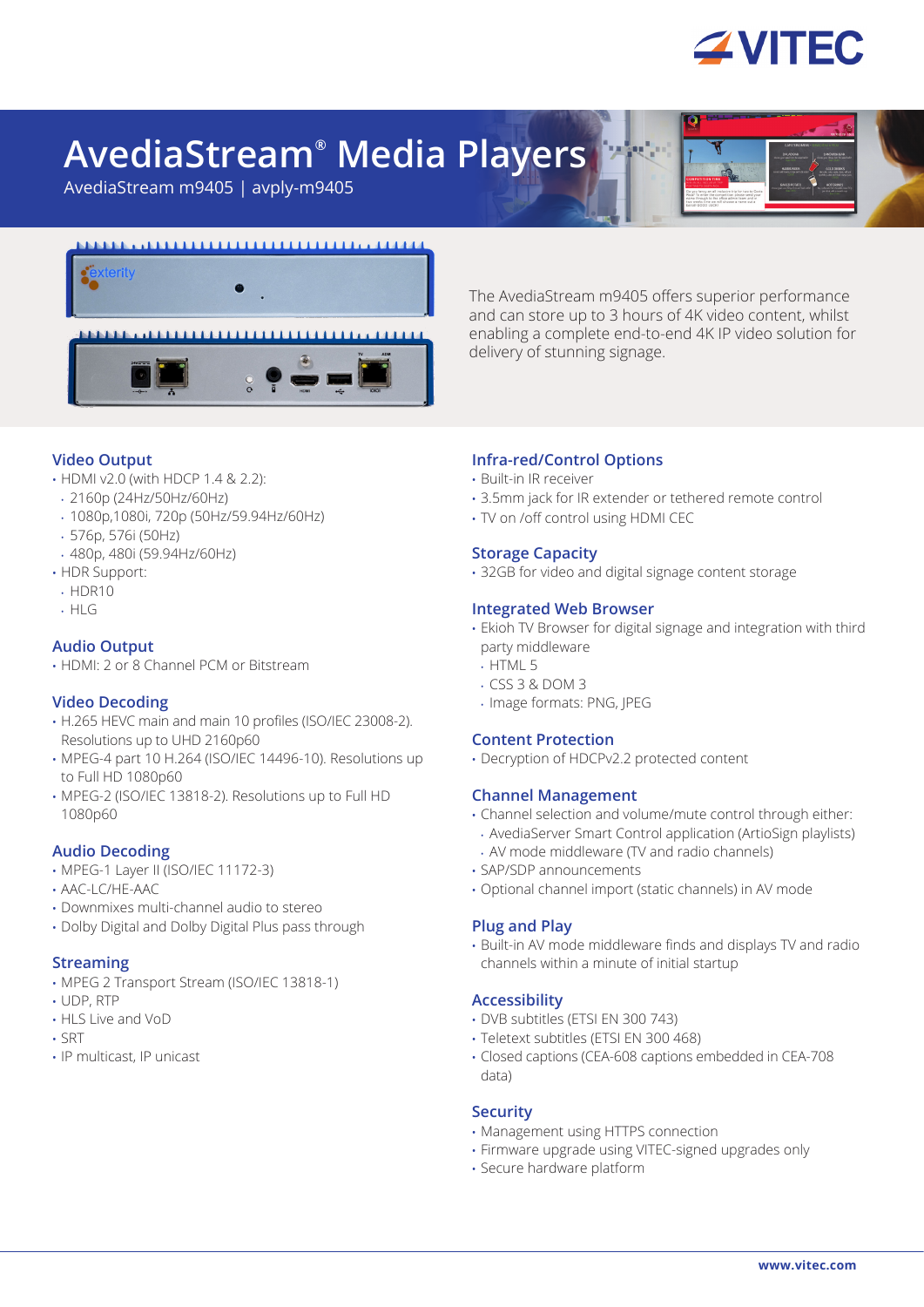# AvediaStream® Media Players

AvediaStream m9405 | avply-m9405

The AvediaStream m9405 offers superior performance and can store up to 3 hours of 4K video content, whilst enabling a complete end-to-end 4K IP video solution for delivery of stunning signage.

## Video Output

- HDMI v2.0 (with HDCP 1.4 & 2.2):
  - 2160p (24Hz/50Hz/60Hz)
  - 1080p,1080i, 720p (50Hz/59.94Hz/60Hz)
  - 576p, 576i (50Hz)
  - 480p, 480i (59.94Hz/60Hz)
- HDR Support:
  - HDR10
  - HLG

## Audio Output

- HDMI: 2 or 8 Channel PCM or Bitstream

## Video Decoding

- H.265 HEVC main and main 10 profiles (ISO/IEC 23008-2). Resolutions up to UHD 2160p60
- MPEG-4 part 10 H.264 (ISO/IEC 14496-10). Resolutions up to Full HD 1080p60
- MPEG-2 (ISO/IEC 13818-2). Resolutions up to Full HD 1080p60

## Audio Decoding

- MPEG-1 Layer II (ISO/IEC 11172-3)
- AAC-LC/HE-AAC
- Downmixes multi-channel audio to stereo
- Dolby Digital and Dolby Digital Plus pass through

## Streaming

- MPEG 2 Transport Stream (ISO/IEC 13818-1)
- UDP, RTP
- HLS Live and VoD
- SRT
- IP multicast, IP unicast

## Infra-red/Control Options

- Built-in IR receiver
- 3.5mm jack for IR extender or tethered remote control
- TV on /off control using HDMI CEC

## Storage Capacity

- 32GB for video and digital signage content storage

## Integrated Web Browser

- Ekioh TV Browser for digital signage and integration with third party middleware
  - HTML 5
  - CSS 3 & DOM 3
  - Image formats: PNG, JPEG

## Content Protection

- Decryption of HDCPv2.2 protected content

## Channel Management

- Channel selection and volume/mute control through either:
  - AvediaServer Smart Control application (ArtioSign playlists)
  - AV mode middleware (TV and radio channels)
- SAP/SDP announcements
- Optional channel import (static channels) in AV mode

## Plug and Play

- Built-in AV mode middleware finds and displays TV and radio channels within a minute of initial startup

## Accessibility

- DVB subtitles (ETSI EN 300 743)
- Teletext subtitles (ETSI EN 300 468)
- Closed captions (CEA-608 captions embedded in CEA-708 data)

## Security

- Management using HTTPS connection
- Firmware upgrade using VITEC-signed upgrades only
- Secure hardware platform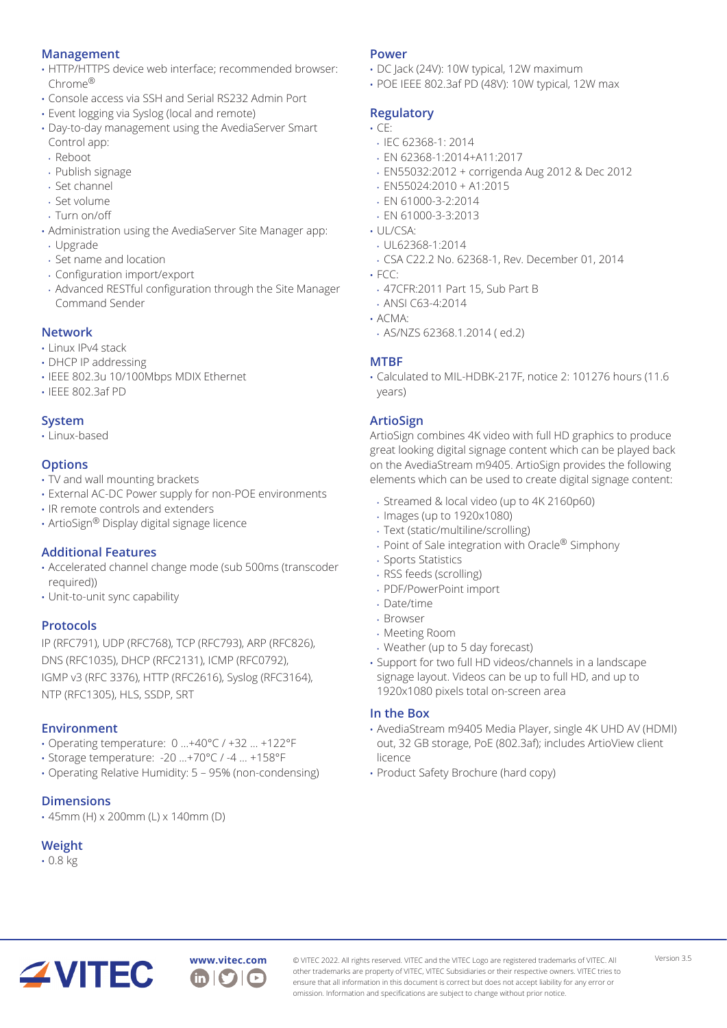## Management

- HTTP/HTTPS device web interface; recommended browser: Chrome®
- Console access via SSH and Serial RS232 Admin Port
- Event logging via Syslog (local and remote)
- Day-to-day management using the AvediaServer Smart Control app:
  - Reboot
  - Publish signage
  - Set channel
  - Set volume
  - Turn on/off
- Administration using the AvediaServer Site Manager app:
  - Upgrade
  - Set name and location
  - Configuration import/export
  - Advanced RESTful configuration through the Site Manager Command Sender

## Network

- Linux IPv4 stack
- DHCP IP addressing
- IEEE 802.3u 10/100Mbps MDIX Ethernet
- IEEE 802.3af PD

## System

- Linux-based

## Options

- TV and wall mounting brackets
- External AC-DC Power supply for non-POE environments
- IR remote controls and extenders
- ArtioSign® Display digital signage licence

## Additional Features

- Accelerated channel change mode (sub 500ms (transcoder required))
- Unit-to-unit sync capability

## Protocols

IP (RFC791), UDP (RFC768), TCP (RFC793), ARP (RFC826), DNS (RFC1035), DHCP (RFC2131), ICMP (RFC0792), IGMP v3 (RFC 3376), HTTP (RFC2616), Syslog (RFC3164), NTP (RFC1305), HLS, SSDP, SRT

## Environment

- Operating temperature: 0 ...+40°C / +32 ... +122°F
- Storage temperature: -20 ...+70°C / -4 ... +158°F
- Operating Relative Humidity: 5 – 95% (non-condensing)

## Dimensions

- 45mm (H) x 200mm (L) x 140mm (D)

## Weight

- 0.8 kg

## Power

- DC Jack (24V): 10W typical, 12W maximum
- POE IEEE 802.3af PD (48V): 10W typical, 12W max

## Regulatory

- CE:
  - IEC 62368-1: 2014
  - EN 62368-1:2014+A11:2017
  - EN55032:2012 + corrigenda Aug 2012 & Dec 2012
  - EN55024:2010 + A1:2015
  - EN 61000-3-2:2014
  - EN 61000-3-3:2013
- UL/CSA:
  - UL62368-1:2014
  - CSA C22.2 No. 62368-1, Rev. December 01, 2014
- FCC:
  - 47CFR:2011 Part 15, Sub Part B
  - ANSI C63-4:2014
- ACMA:
  - AS/NZS 62368.1.2014 ( ed.2)

## MTBF

- Calculated to MIL-HDBK-217F, notice 2: 101276 hours (11.6 years)

## ArtioSign

ArtioSign combines 4K video with full HD graphics to produce great looking digital signage content which can be played back on the AvediaStream m9405. ArtioSign provides the following elements which can be used to create digital signage content:

  - Streamed & local video (up to 4K 2160p60)
  - Images (up to 1920x1080)
  - Text (static/multiline/scrolling)
  - Point of Sale integration with Oracle® Simphony
  - Sports Statistics
  - RSS feeds (scrolling)
  - PDF/PowerPoint import
  - Date/time
  - Browser
  - Meeting Room
  - Weather (up to 5 day forecast)
- Support for two full HD videos/channels in a landscape signage layout. Videos can be up to full HD, and up to 1920x1080 pixels total on-screen area

## In the Box

- AvediaStream m9405 Media Player, single 4K UHD AV (HDMI) out, 32 GB storage, PoE (802.3af); includes ArtioView client licence
- Product Safety Brochure (hard copy)

VITEC

www.vitec.com

© VITEC 2022. All rights reserved. VITEC and the VITEC Logo are registered trademarks of VITEC. All other trademarks are property of VITEC, VITEC Subsidiaries or their respective owners. VITEC tries to ensure that all information in this document is correct but does not accept liability for any error or omission. Information and specifications are subject to change without prior notice.

Version 3.5